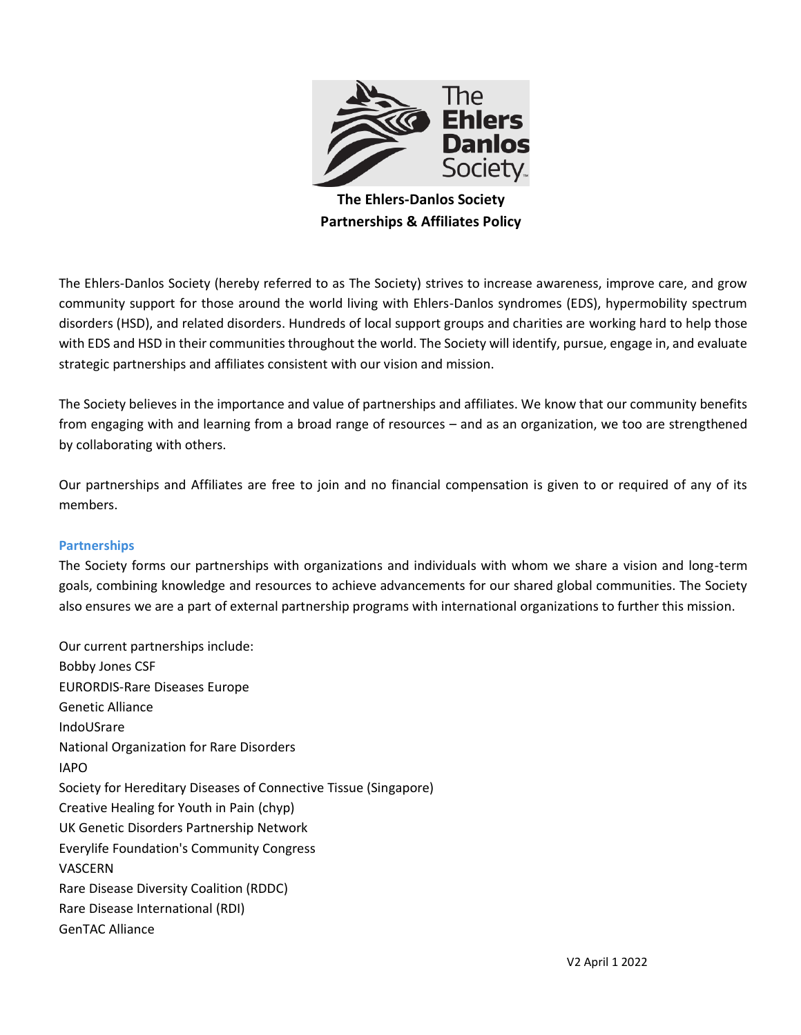# The Ehlers-Danlos Society
## Partnerships & Affiliates Policy

The Ehlers-Danlos Society (hereby referred to as The Society) strives to increase awareness, improve care, and grow community support for those around the world living with Ehlers-Danlos syndromes (EDS), hypermobility spectrum disorders (HSD), and related disorders. Hundreds of local support groups and charities are working hard to help those with EDS and HSD in their communities throughout the world. The Society will identify, pursue, engage in, and evaluate strategic partnerships and affiliates consistent with our vision and mission.

The Society believes in the importance and value of partnerships and affiliates. We know that our community benefits from engaging with and learning from a broad range of resources – and as an organization, we too are strengthened by collaborating with others.

Our partnerships and Affiliates are free to join and no financial compensation is given to or required of any of its members.

### Partnerships

The Society forms our partnerships with organizations and individuals with whom we share a vision and long-term goals, combining knowledge and resources to achieve advancements for our shared global communities. The Society also ensures we are a part of external partnership programs with international organizations to further this mission.

Our current partnerships include:

Bobby Jones CSF
EURORDIS-Rare Diseases Europe
Genetic Alliance
IndoUSrare
National Organization for Rare Disorders
IAPO
Society for Hereditary Diseases of Connective Tissue (Singapore)
Creative Healing for Youth in Pain (chyp)
UK Genetic Disorders Partnership Network
Everylife Foundation's Community Congress
VASCERN
Rare Disease Diversity Coalition (RDDC)
Rare Disease International (RDI)
GenTAC Alliance

V2 April 1 2022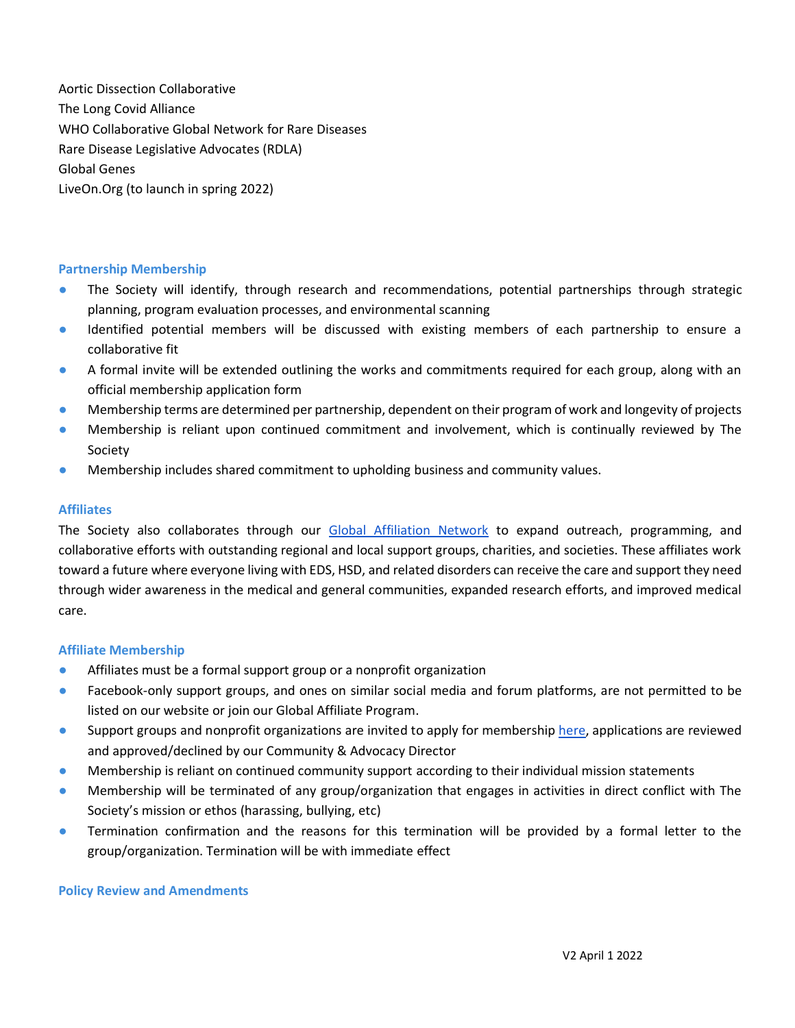Aortic Dissection Collaborative
The Long Covid Alliance
WHO Collaborative Global Network for Rare Diseases
Rare Disease Legislative Advocates (RDLA)
Global Genes
LiveOn.Org (to launch in spring 2022)

### Partnership Membership

- The Society will identify, through research and recommendations, potential partnerships through strategic planning, program evaluation processes, and environmental scanning
- Identified potential members will be discussed with existing members of each partnership to ensure a collaborative fit
- A formal invite will be extended outlining the works and commitments required for each group, along with an official membership application form
- Membership terms are determined per partnership, dependent on their program of work and longevity of projects
- Membership is reliant upon continued commitment and involvement, which is continually reviewed by The Society
- Membership includes shared commitment to upholding business and community values.

### Affiliates

The Society also collaborates through our [Global Affiliation Network]() to expand outreach, programming, and collaborative efforts with outstanding regional and local support groups, charities, and societies. These affiliates work toward a future where everyone living with EDS, HSD, and related disorders can receive the care and support they need through wider awareness in the medical and general communities, expanded research efforts, and improved medical care.

### Affiliate Membership

- Affiliates must be a formal support group or a nonprofit organization
- Facebook-only support groups, and ones on similar social media and forum platforms, are not permitted to be listed on our website or join our Global Affiliate Program.
- Support groups and nonprofit organizations are invited to apply for membership [here](), applications are reviewed and approved/declined by our Community & Advocacy Director
- Membership is reliant on continued community support according to their individual mission statements
- Membership will be terminated of any group/organization that engages in activities in direct conflict with The Society's mission or ethos (harassing, bullying, etc)
- Termination confirmation and the reasons for this termination will be provided by a formal letter to the group/organization. Termination will be with immediate effect

### Policy Review and Amendments

V2 April 1 2022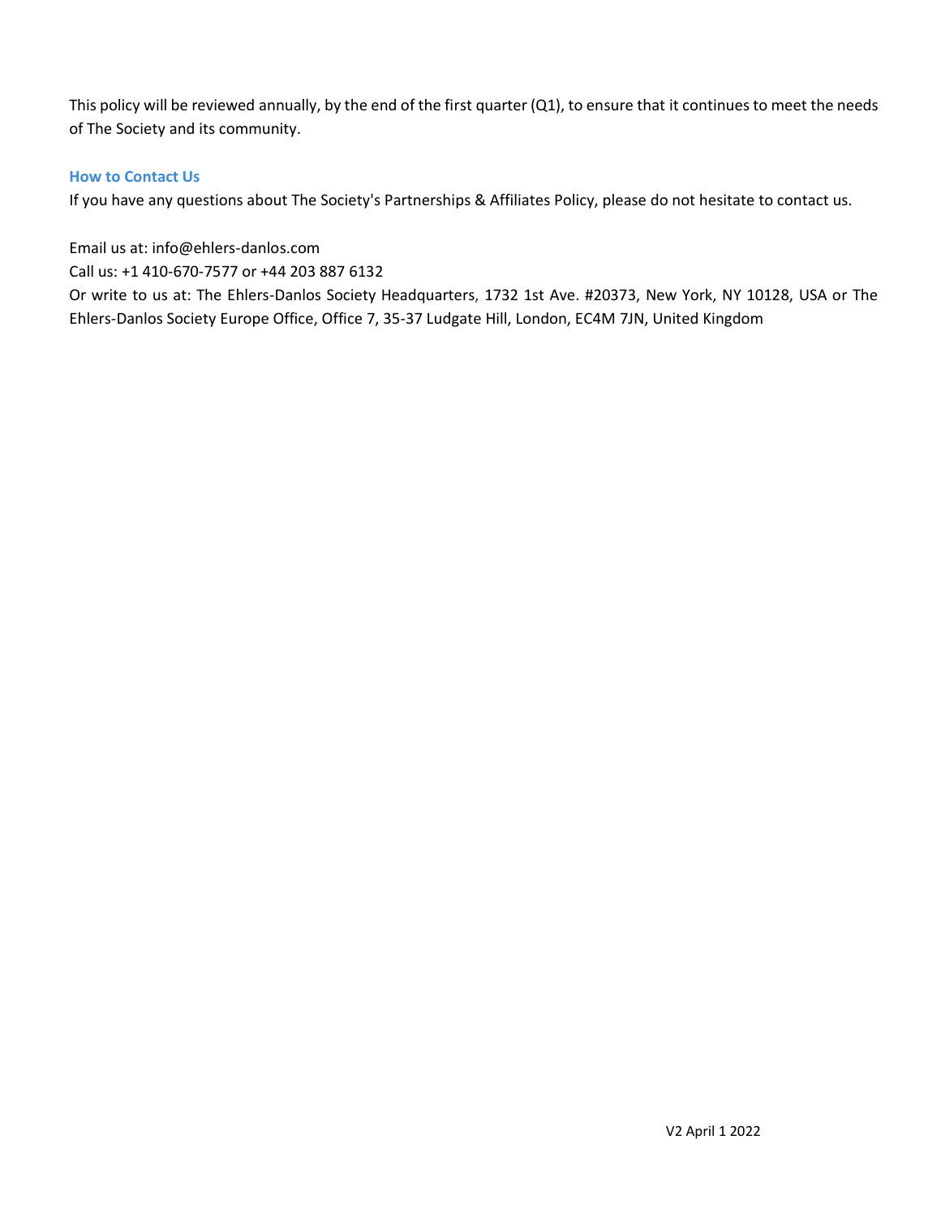This policy will be reviewed annually, by the end of the first quarter (Q1), to ensure that it continues to meet the needs of The Society and its community.

### How to Contact Us

If you have any questions about The Society's Partnerships & Affiliates Policy, please do not hesitate to contact us.

Email us at: info@ehlers-danlos.com
Call us: +1 410-670-7577 or +44 203 887 6132
Or write to us at: The Ehlers-Danlos Society Headquarters, 1732 1st Ave. #20373, New York, NY 10128, USA or The Ehlers-Danlos Society Europe Office, Office 7, 35-37 Ludgate Hill, London, EC4M 7JN, United Kingdom

V2 April 1 2022